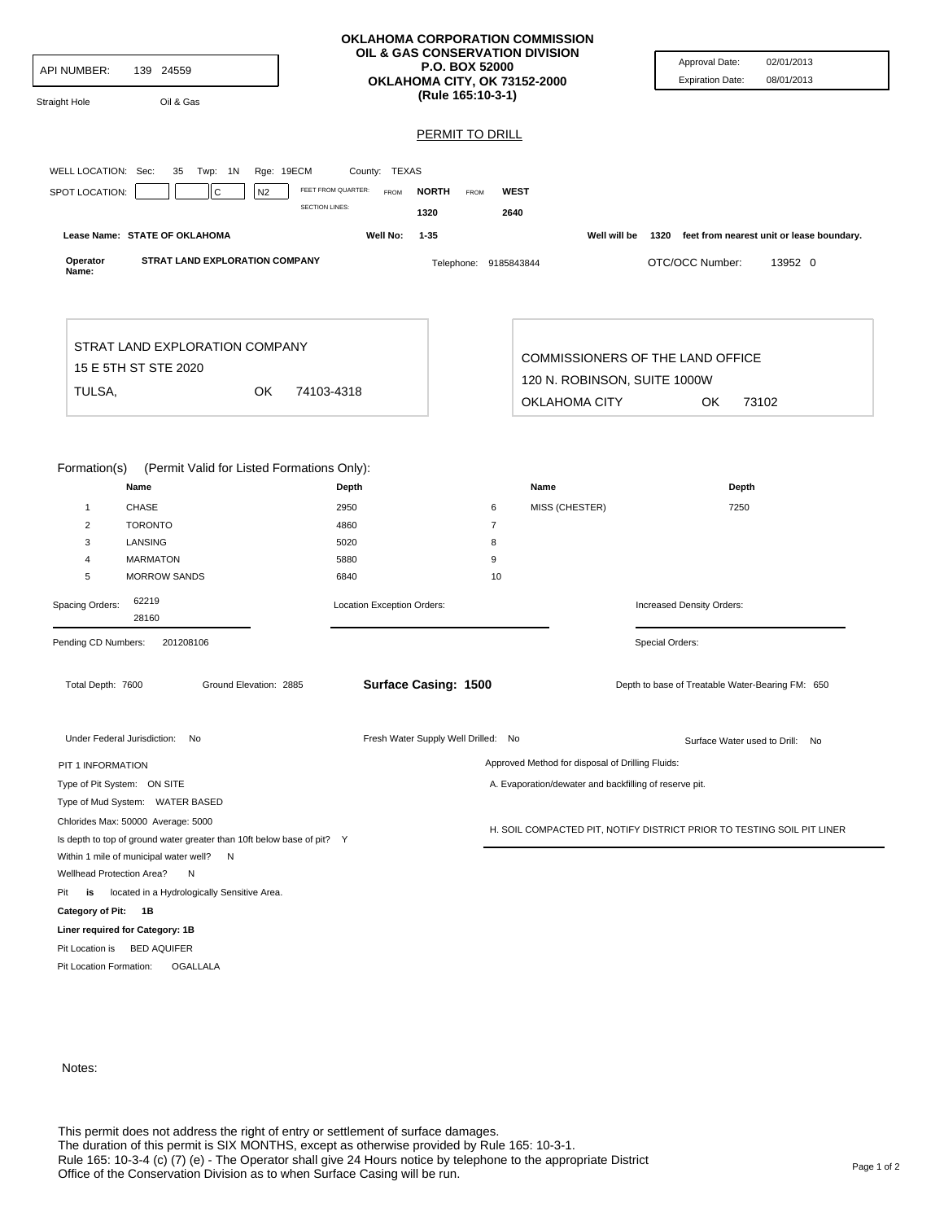API NUMBER: 139 24559

Straight Hole    Oil & Gas

**OKLAHOMA CORPORATION COMMISSION**
**OIL & GAS CONSERVATION DIVISION**
**P.O. BOX 52000**
**OKLAHOMA CITY, OK 73152-2000**
**(Rule 165:10-3-1)**

Approval Date: 02/01/2013
Expiration Date: 08/01/2013

## PERMIT TO DRILL

WELL LOCATION: Sec: 35 Twp: 1N Rge: 19ECM County: TEXAS

SPOT LOCATION: C N2 FEET FROM QUARTER: FROM **NORTH** FROM **WEST**
SECTION LINES: 1320 2640

**Lease Name: STATE OF OKLAHOMA** **Well No: 1-35** **Well will be 1320 feet from nearest unit or lease boundary.**

**Operator Name:** **STRAT LAND EXPLORATION COMPANY** Telephone: 9185843844 OTC/OCC Number: 13952 0

STRAT LAND EXPLORATION COMPANY
15 E 5TH ST STE 2020
TULSA, OK 74103-4318

COMMISSIONERS OF THE LAND OFFICE
120 N. ROBINSON, SUITE 1000W
OKLAHOMA CITY OK 73102

Formation(s) (Permit Valid for Listed Formations Only):

| | Name | Depth | | Name | Depth |
|---|---|---|---|---|---|
| 1 | CHASE | 2950 | 6 | MISS (CHESTER) | 7250 |
| 2 | TORONTO | 4860 | 7 | | |
| 3 | LANSING | 5020 | 8 | | |
| 4 | MARMATON | 5880 | 9 | | |
| 5 | MORROW SANDS | 6840 | 10 | | |

Spacing Orders: 62219
28160

Location Exception Orders:

Increased Density Orders:

Pending CD Numbers: 201208106

Special Orders:

Total Depth: 7600 Ground Elevation: 2885 **Surface Casing: 1500** Depth to base of Treatable Water-Bearing FM: 650

Under Federal Jurisdiction: No Fresh Water Supply Well Drilled: No Surface Water used to Drill: No

PIT 1 INFORMATION
Type of Pit System: ON SITE
Type of Mud System: WATER BASED
Chlorides Max: 50000 Average: 5000
Is depth to top of ground water greater than 10ft below base of pit? Y
Within 1 mile of municipal water well? N
Wellhead Protection Area? N
Pit **is** located in a Hydrologically Sensitive Area.
**Category of Pit: 1B**
**Liner required for Category: 1B**
Pit Location is BED AQUIFER
Pit Location Formation: OGALLALA

Approved Method for disposal of Drilling Fluids:

A. Evaporation/dewater and backfilling of reserve pit.

H. SOIL COMPACTED PIT, NOTIFY DISTRICT PRIOR TO TESTING SOIL PIT LINER

Notes:

This permit does not address the right of entry or settlement of surface damages.
The duration of this permit is SIX MONTHS, except as otherwise provided by Rule 165: 10-3-1.
Rule 165: 10-3-4 (c) (7) (e) - The Operator shall give 24 Hours notice by telephone to the appropriate District Office of the Conservation Division as to when Surface Casing will be run.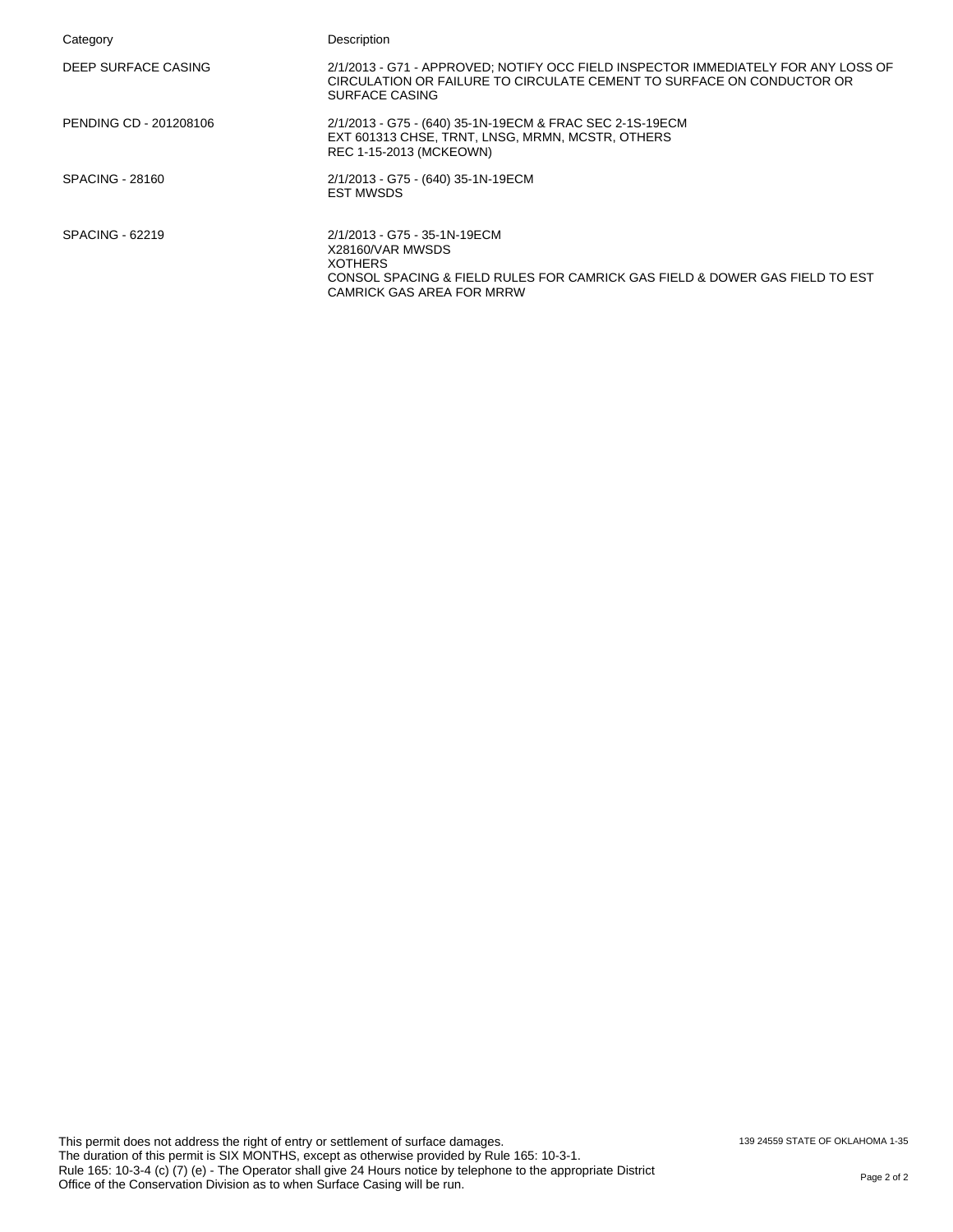| Category | Description |
| --- | --- |
| DEEP SURFACE CASING | 2/1/2013 - G71 - APPROVED; NOTIFY OCC FIELD INSPECTOR IMMEDIATELY FOR ANY LOSS OF CIRCULATION OR FAILURE TO CIRCULATE CEMENT TO SURFACE ON CONDUCTOR OR SURFACE CASING |
| PENDING CD - 201208106 | 2/1/2013 - G75 - (640) 35-1N-19ECM & FRAC SEC 2-1S-19ECM<br>EXT 601313 CHSE, TRNT, LNSG, MRMN, MCSTR, OTHERS<br>REC 1-15-2013 (MCKEOWN) |
| SPACING - 28160 | 2/1/2013 - G75 - (640) 35-1N-19ECM<br>EST MWSDS |
| SPACING - 62219 | 2/1/2013 - G75 - 35-1N-19ECM<br>X28160/VAR MWSDS<br>XOTHERS<br>CONSOL SPACING & FIELD RULES FOR CAMRICK GAS FIELD & DOWER GAS FIELD TO EST CAMRICK GAS AREA FOR MRRW |

This permit does not address the right of entry or settlement of surface damages.
The duration of this permit is SIX MONTHS, except as otherwise provided by Rule 165: 10-3-1.
Rule 165: 10-3-4 (c) (7) (e) - The Operator shall give 24 Hours notice by telephone to the appropriate District Office of the Conservation Division as to when Surface Casing will be run.

139 24559 STATE OF OKLAHOMA 1-35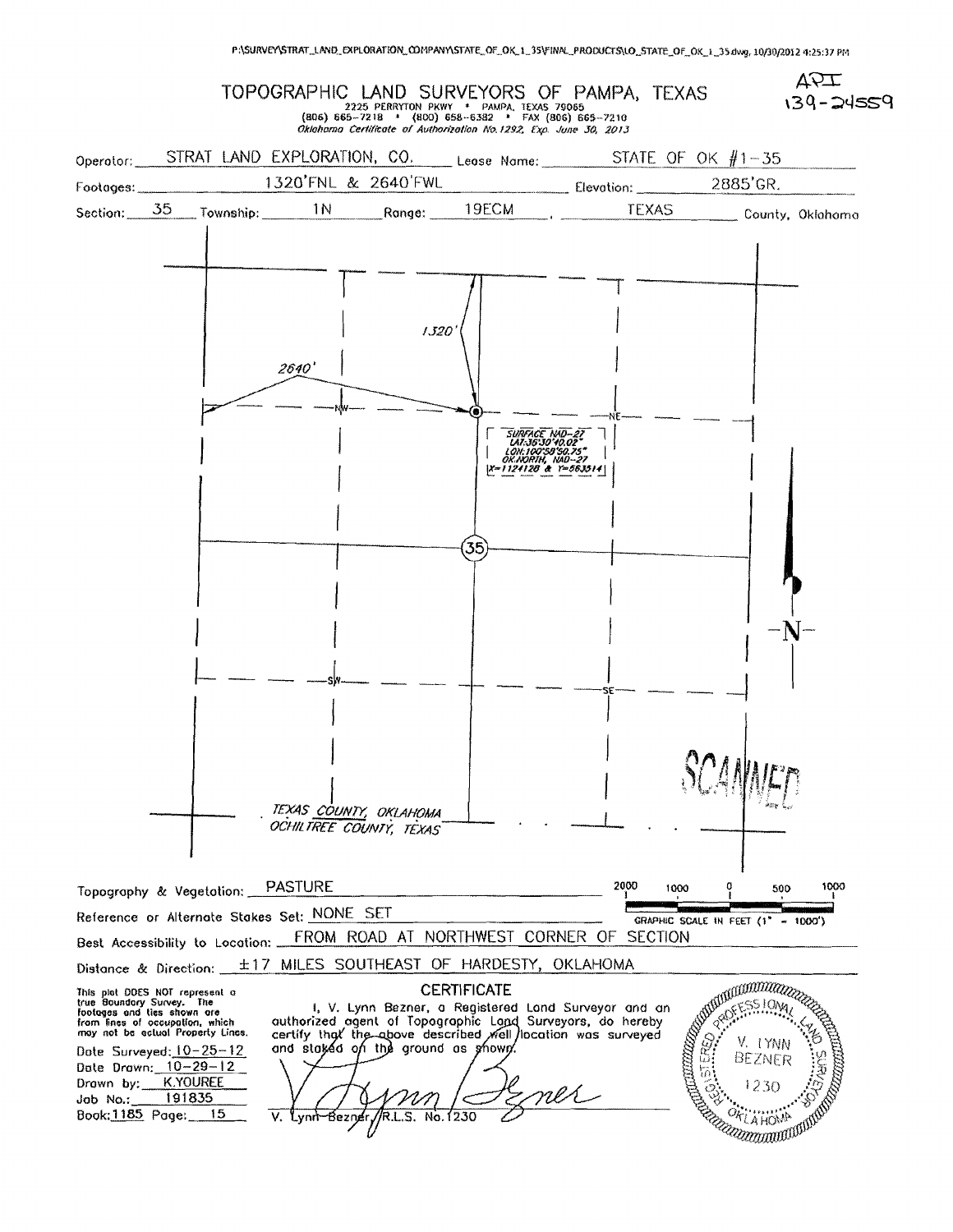P:\SURVEY\STRAT_LAND_EXPLORATION_COMPANY\STATE_OF_OK_1_35\FINAL_PRODUCTS\LO_STATE_OF_OK_1_35.dwg, 10/30/2012 4:25:37 PM

API
139-24559

# TOPOGRAPHIC LAND SURVEYORS OF PAMPA, TEXAS

2225 PERRYTON PKWY • PAMPA, TEXAS 79065
(806) 665-7218 • (800) 658-6382 • FAX (806) 665-7210
*Oklahoma Certificate of Authorization No.1292, Exp. June 30, 2013*

Operator: STRAT LAND EXPLORATION, CO. Lease Name: STATE OF OK #1-35

Footages: 1320'FNL & 2640'FWL Elevation: 2885'GR.

Section: 35 Township: 1N Range: 19ECM, TEXAS County, Oklahoma

1320'

2640'

NW

NE

SURFACE NAD-27
LAT:36°30'40.02"
LON:100°58'50.75"
OK.NORTH, NAD-27
X=1124128 & Y=563514

35

SW

SE

N

SCANNED

TEXAS COUNTY, OKLAHOMA
OCHILTREE COUNTY, TEXAS

2000 1000 0 500 1000
GRAPHIC SCALE IN FEET (1" = 1000')

Topography & Vegetation: PASTURE

Reference or Alternate Stakes Set: NONE SET

Best Accessibility to Location: FROM ROAD AT NORTHWEST CORNER OF SECTION

Distance & Direction: ±17 MILES SOUTHEAST OF HARDESTY, OKLAHOMA

This plat DOES NOT represent a true Boundary Survey. The footages and ties shown are from lines of occupation, which may not be actual Property Lines.

Date Surveyed: 10-25-12
Date Drawn: 10-29-12
Drawn by: K.YOUREE
Job No.: 191835
Book: 1185 Page: 15

## CERTIFICATE

I, V. Lynn Bezner, a Registered Land Surveyor and an authorized agent of Topographic Land Surveyors, do hereby certify that the above described well location was surveyed and staked on the ground as shown.

V. Lynn Bezner, R.L.S. No. 1230

REGISTERED PROFESSIONAL LAND SURVEYOR
V. LYNN BEZNER
1230
OKLAHOMA